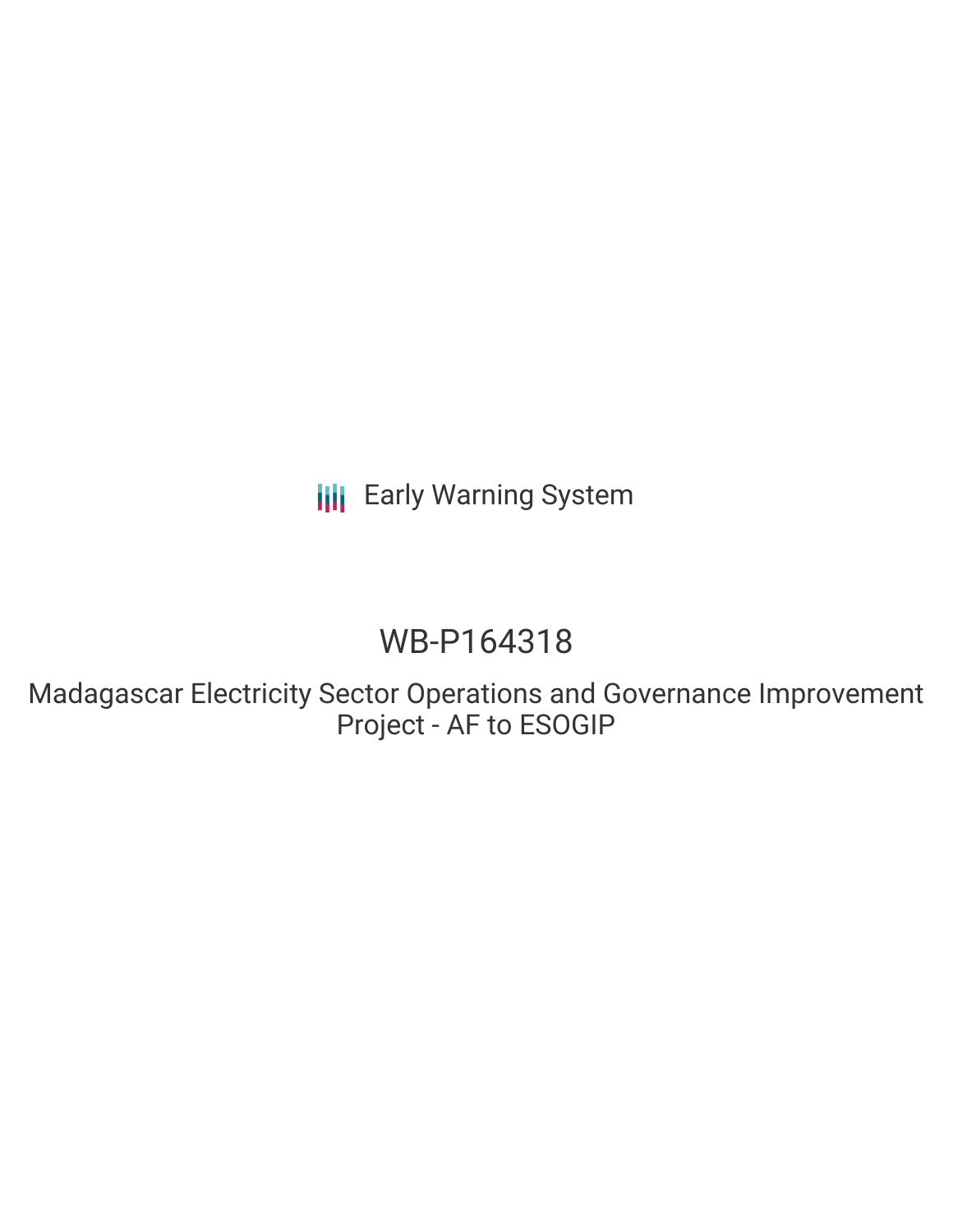Early Warning System

# WB-P164318

## Madagascar Electricity Sector Operations and Governance Improvement Project - AF to ESOGIP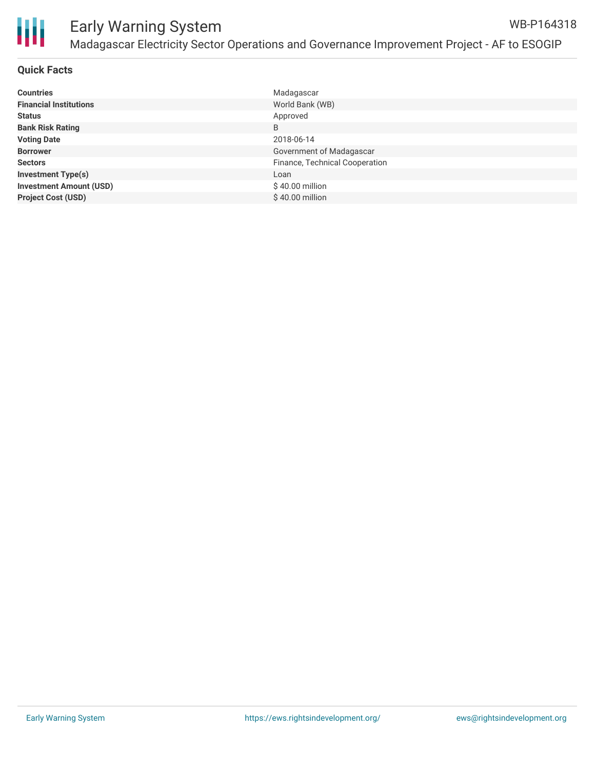# Early Warning System

WB-P164318

Madagascar Electricity Sector Operations and Governance Improvement Project - AF to ESOGIP

## Quick Facts

| | |
|---|---|
| **Countries** | Madagascar |
| **Financial Institutions** | World Bank (WB) |
| **Status** | Approved |
| **Bank Risk Rating** | B |
| **Voting Date** | 2018-06-14 |
| **Borrower** | Government of Madagascar |
| **Sectors** | Finance, Technical Cooperation |
| **Investment Type(s)** | Loan |
| **Investment Amount (USD)** | $ 40.00 million |
| **Project Cost (USD)** | $ 40.00 million |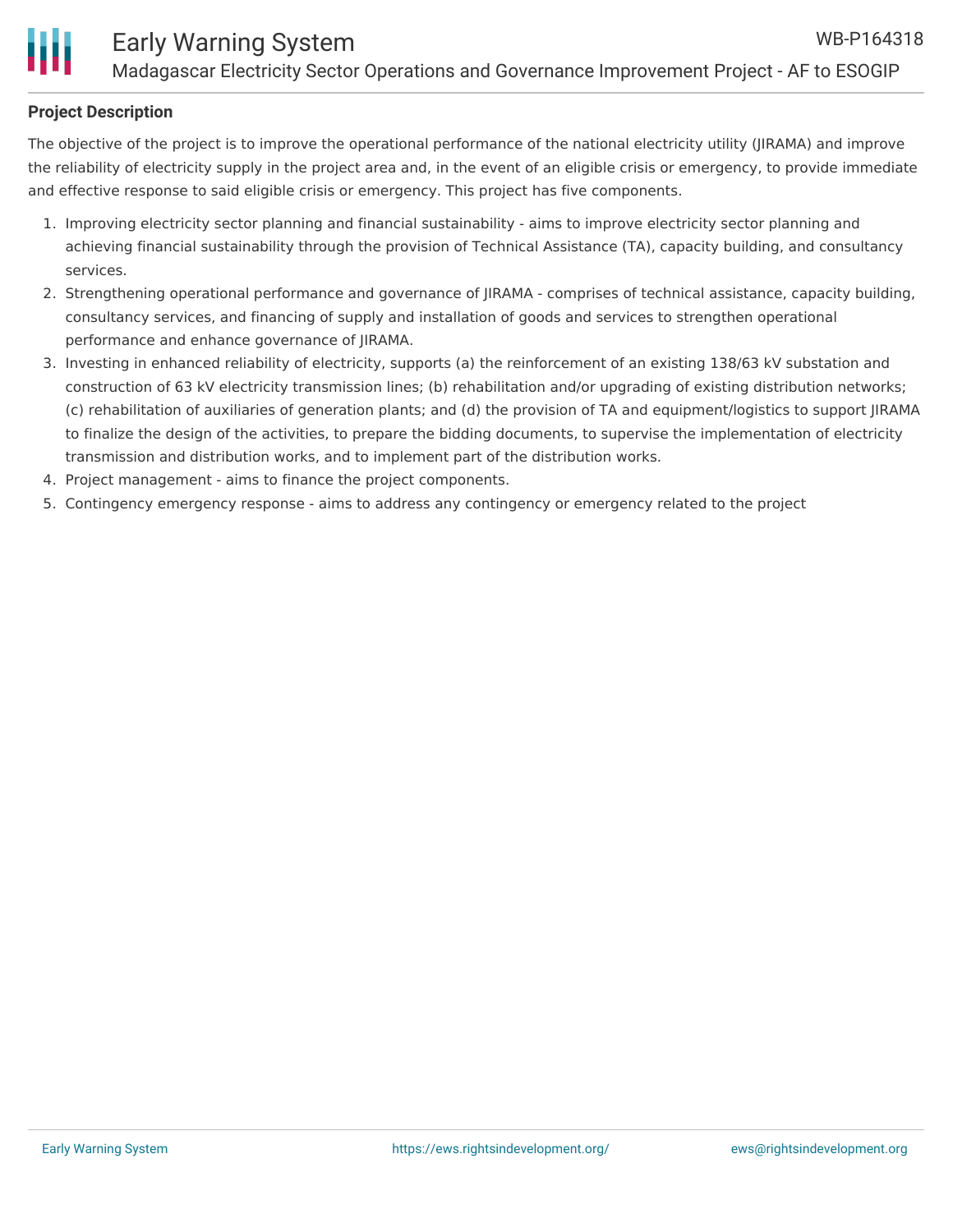## Project Description

The objective of the project is to improve the operational performance of the national electricity utility (JIRAMA) and improve the reliability of electricity supply in the project area and, in the event of an eligible crisis or emergency, to provide immediate and effective response to said eligible crisis or emergency. This project has five components.

1. Improving electricity sector planning and financial sustainability - aims to improve electricity sector planning and achieving financial sustainability through the provision of Technical Assistance (TA), capacity building, and consultancy services.
2. Strengthening operational performance and governance of JIRAMA - comprises of technical assistance, capacity building, consultancy services, and financing of supply and installation of goods and services to strengthen operational performance and enhance governance of JIRAMA.
3. Investing in enhanced reliability of electricity, supports (a) the reinforcement of an existing 138/63 kV substation and construction of 63 kV electricity transmission lines; (b) rehabilitation and/or upgrading of existing distribution networks; (c) rehabilitation of auxiliaries of generation plants; and (d) the provision of TA and equipment/logistics to support JIRAMA to finalize the design of the activities, to prepare the bidding documents, to supervise the implementation of electricity transmission and distribution works, and to implement part of the distribution works.
4. Project management - aims to finance the project components.
5. Contingency emergency response - aims to address any contingency or emergency related to the project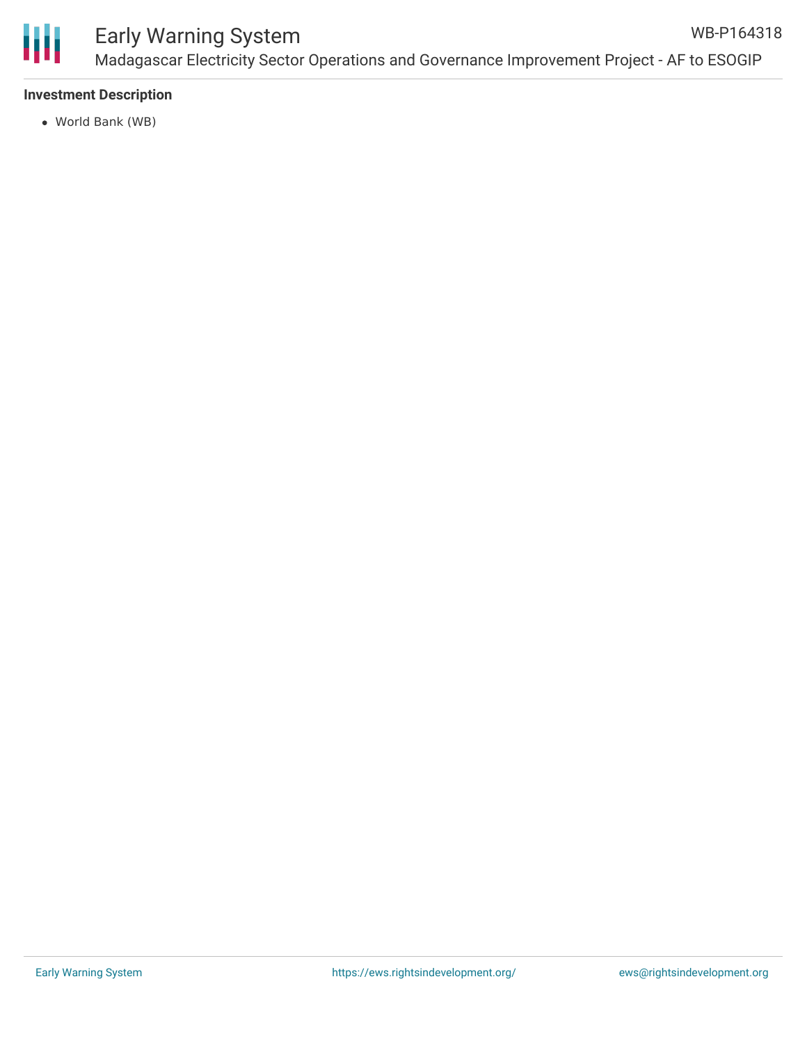**Investment Description**

- World Bank (WB)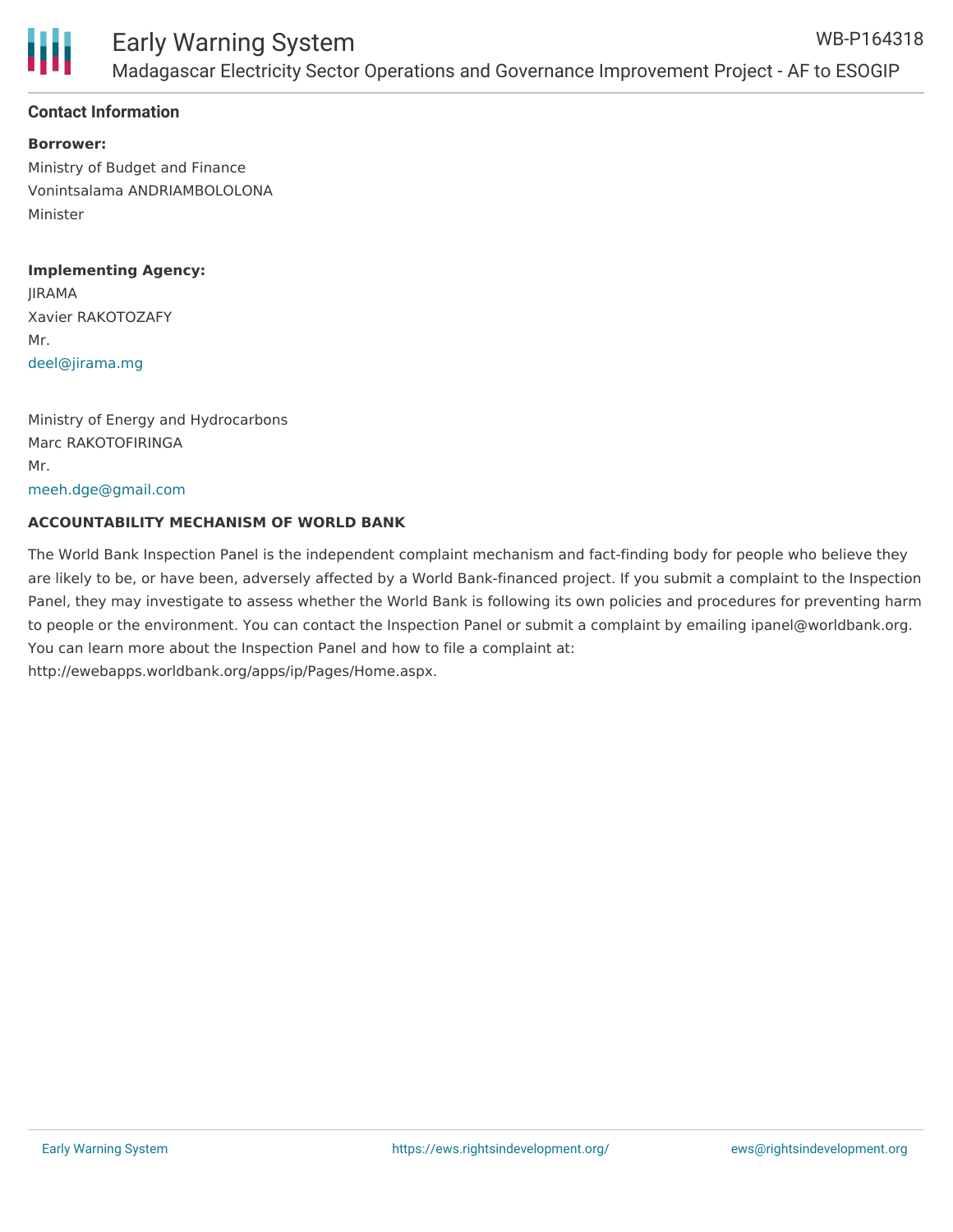## Contact Information

**Borrower:**

Ministry of Budget and Finance
Vonintsalama ANDRIAMBOLOLONA
Minister

**Implementing Agency:**

JIRAMA
Xavier RAKOTOZAFY
Mr.
deel@jirama.mg

Ministry of Energy and Hydrocarbons
Marc RAKOTOFIRINGA
Mr.
meeh.dge@gmail.com

## ACCOUNTABILITY MECHANISM OF WORLD BANK

The World Bank Inspection Panel is the independent complaint mechanism and fact-finding body for people who believe they are likely to be, or have been, adversely affected by a World Bank-financed project. If you submit a complaint to the Inspection Panel, they may investigate to assess whether the World Bank is following its own policies and procedures for preventing harm to people or the environment. You can contact the Inspection Panel or submit a complaint by emailing ipanel@worldbank.org. You can learn more about the Inspection Panel and how to file a complaint at: http://ewebapps.worldbank.org/apps/ip/Pages/Home.aspx.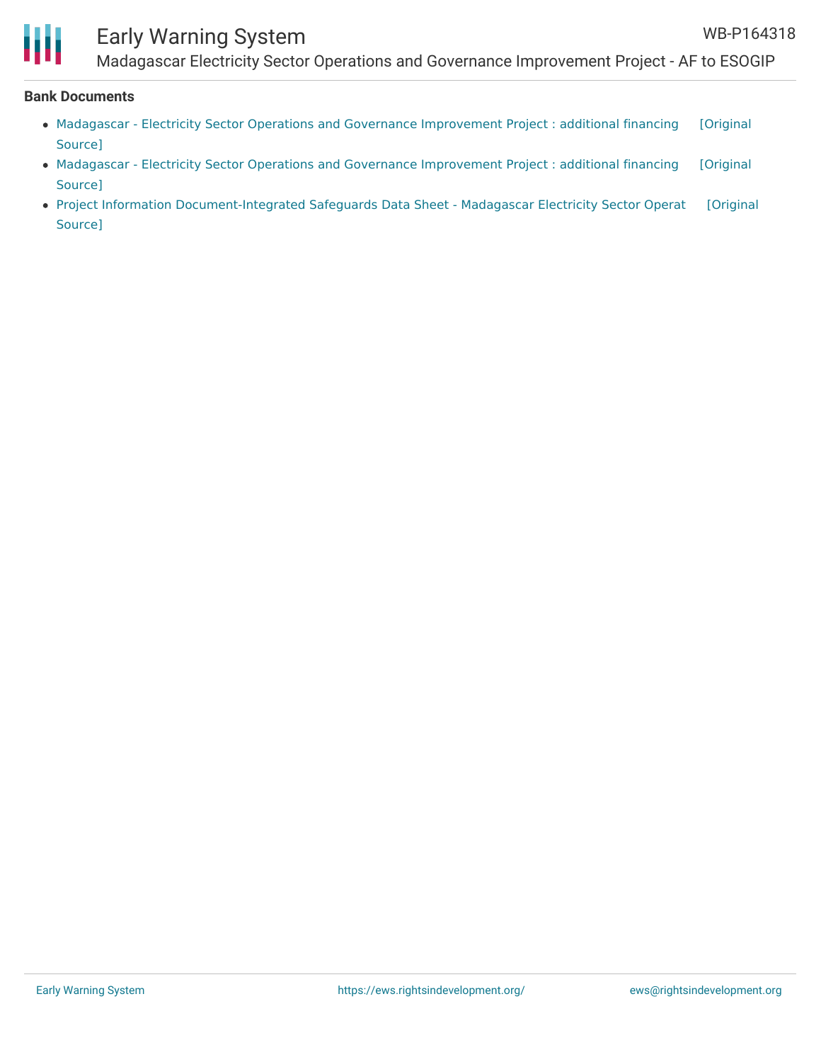**Bank Documents**

- Madagascar - Electricity Sector Operations and Governance Improvement Project : additional financing [Original Source]
- Madagascar - Electricity Sector Operations and Governance Improvement Project : additional financing [Original Source]
- Project Information Document-Integrated Safeguards Data Sheet - Madagascar Electricity Sector Operat [Original Source]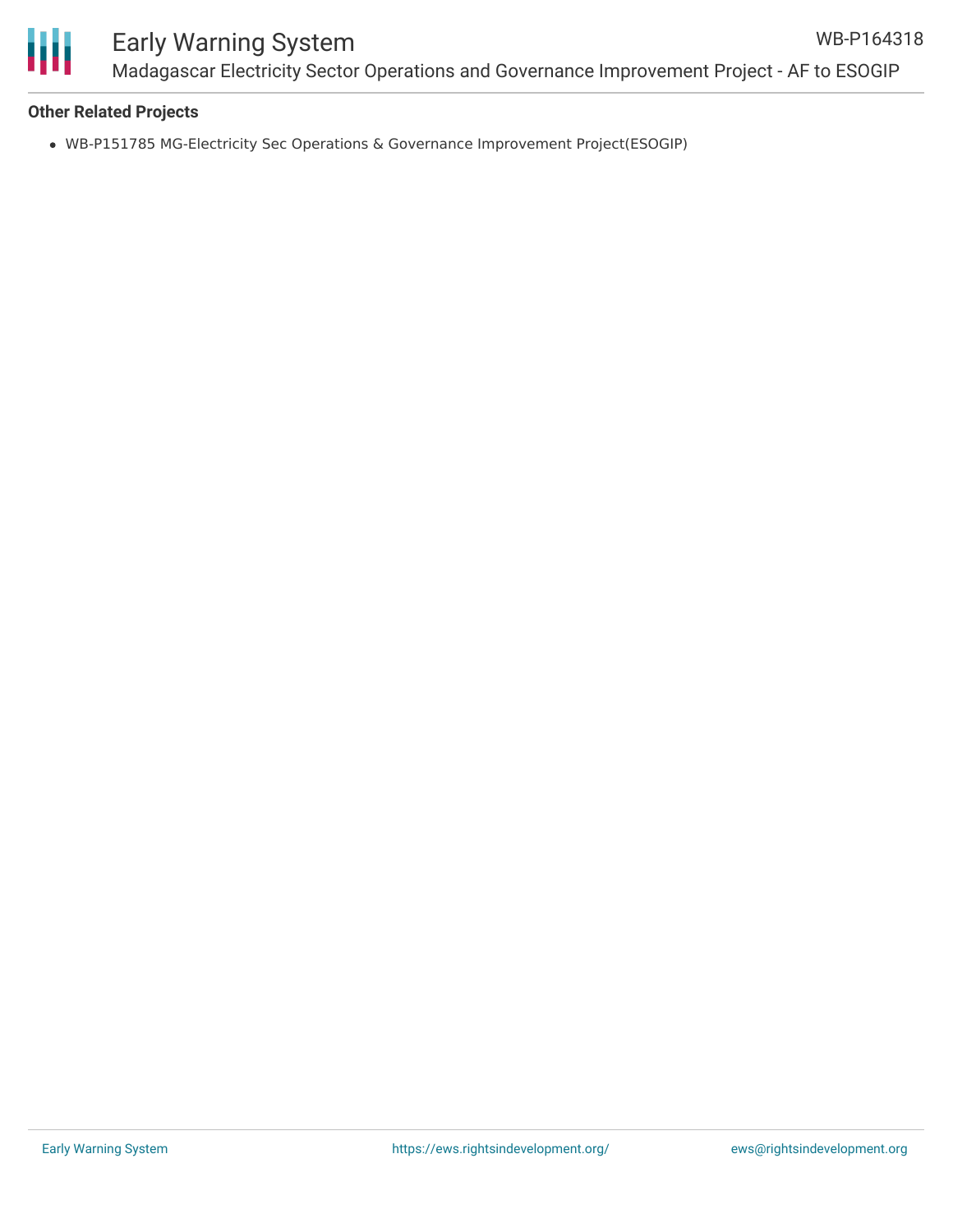**Other Related Projects**

- WB-P151785 MG-Electricity Sec Operations & Governance Improvement Project(ESOGIP)